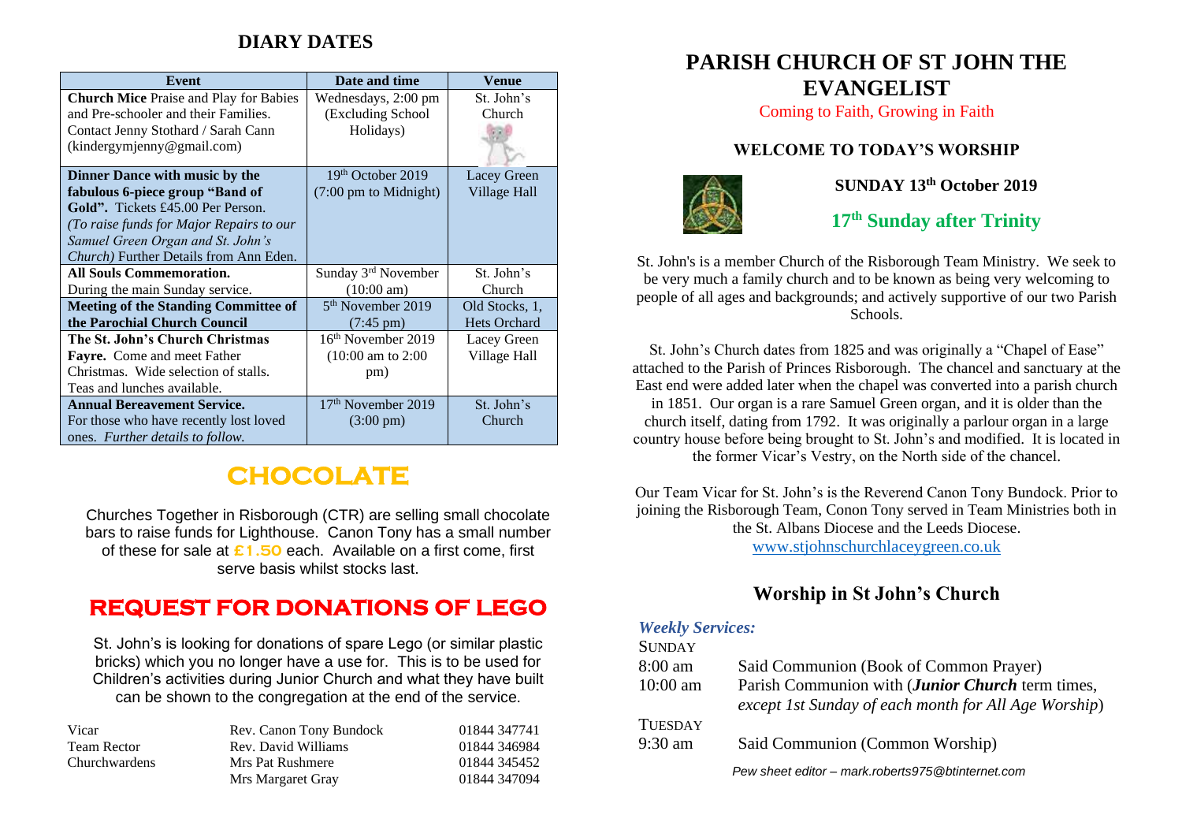## DIARY DATES

| Event | Date and time | Venue |
|---|---|---|
| **Church Mice** Praise and Play for Babies and Pre-schooler and their Families. Contact Jenny Stothard / Sarah Cann (kindergymjenny@gmail.com) | Wednesdays, 2:00 pm (Excluding School Holidays) | St. John's Church |
| **Dinner Dance with music by the fabulous 6-piece group "Band of Gold".** Tickets £45.00 Per Person. *(To raise funds for Major Repairs to our Samuel Green Organ and St. John's Church)* Further Details from Ann Eden. | 19th October 2019 (7:00 pm to Midnight) | Lacey Green Village Hall |
| **All Souls Commemoration.** During the main Sunday service. | Sunday 3rd November (10:00 am) | St. John's Church |
| **Meeting of the Standing Committee of the Parochial Church Council** | 5th November 2019 (7:45 pm) | Old Stocks, 1, Hets Orchard |
| **The St. John's Church Christmas Fayre.** Come and meet Father Christmas. Wide selection of stalls. Teas and lunches available. | 16th November 2019 (10:00 am to 2:00 pm) | Lacey Green Village Hall |
| **Annual Bereavement Service.** For those who have recently lost loved ones. *Further details to follow.* | 17th November 2019 (3:00 pm) | St. John's Church |

## CHOCOLATE

Churches Together in Risborough (CTR) are selling small chocolate bars to raise funds for Lighthouse. Canon Tony has a small number of these for sale at **£1.50** each. Available on a first come, first serve basis whilst stocks last.

## REQUEST FOR DONATIONS OF LEGO

St. John's is looking for donations of spare Lego (or similar plastic bricks) which you no longer have a use for. This is to be used for Children's activities during Junior Church and what they have built can be shown to the congregation at the end of the service.

| | | |
|---|---|---|
| Vicar | Rev. Canon Tony Bundock | 01844 347741 |
| Team Rector | Rev. David Williams | 01844 346984 |
| Churchwardens | Mrs Pat Rushmere | 01844 345452 |
| | Mrs Margaret Gray | 01844 347094 |

# PARISH CHURCH OF ST JOHN THE EVANGELIST

Coming to Faith, Growing in Faith

### WELCOME TO TODAY'S WORSHIP

**SUNDAY 13th October 2019**

**17th Sunday after Trinity**

St. John's is a member Church of the Risborough Team Ministry. We seek to be very much a family church and to be known as being very welcoming to people of all ages and backgrounds; and actively supportive of our two Parish Schools.

St. John's Church dates from 1825 and was originally a "Chapel of Ease" attached to the Parish of Princes Risborough. The chancel and sanctuary at the East end were added later when the chapel was converted into a parish church in 1851. Our organ is a rare Samuel Green organ, and it is older than the church itself, dating from 1792. It was originally a parlour organ in a large country house before being brought to St. John's and modified. It is located in the former Vicar's Vestry, on the North side of the chancel.

Our Team Vicar for St. John's is the Reverend Canon Tony Bundock. Prior to joining the Risborough Team, Conon Tony served in Team Ministries both in the St. Albans Diocese and the Leeds Diocese.
www.stjohnschurchlaceygreen.co.uk

## Worship in St John's Church

***Weekly Services:***

SUNDAY

8:00 am — Said Communion (Book of Common Prayer)

10:00 am — Parish Communion with (***Junior Church*** term times, *except 1st Sunday of each month for All Age Worship*)

TUESDAY

9:30 am — Said Communion (Common Worship)

*Pew sheet editor – mark.roberts975@btinternet.com*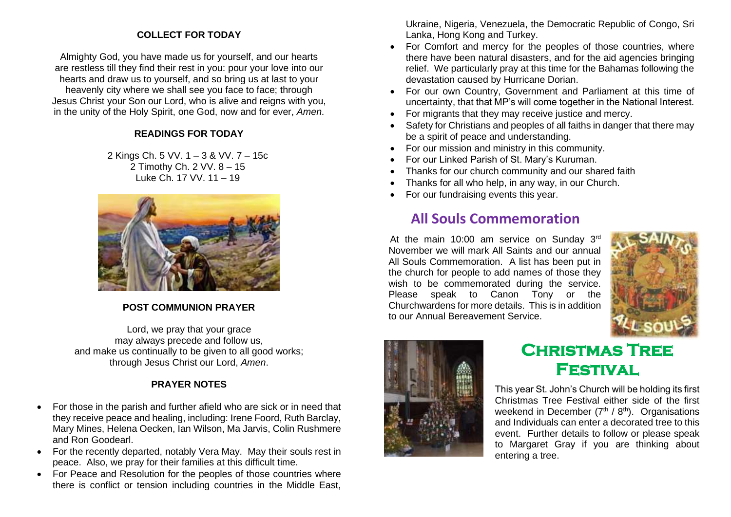### COLLECT FOR TODAY

Almighty God, you have made us for yourself, and our hearts are restless till they find their rest in you: pour your love into our hearts and draw us to yourself, and so bring us at last to your heavenly city where we shall see you face to face; through Jesus Christ your Son our Lord, who is alive and reigns with you, in the unity of the Holy Spirit, one God, now and for ever, *Amen*.

### READINGS FOR TODAY

2 Kings Ch. 5 VV. 1 – 3 & VV. 7 – 15c
2 Timothy Ch. 2 VV. 8 – 15
Luke Ch. 17 VV. 11 – 19

### POST COMMUNION PRAYER

Lord, we pray that your grace
may always precede and follow us,
and make us continually to be given to all good works;
through Jesus Christ our Lord, *Amen*.

### PRAYER NOTES

- For those in the parish and further afield who are sick or in need that they receive peace and healing, including: Irene Foord, Ruth Barclay, Mary Mines, Helena Oecken, Ian Wilson, Ma Jarvis, Colin Rushmere and Ron Goodearl.
- For the recently departed, notably Vera May. May their souls rest in peace. Also, we pray for their families at this difficult time.
- For Peace and Resolution for the peoples of those countries where there is conflict or tension including countries in the Middle East, Ukraine, Nigeria, Venezuela, the Democratic Republic of Congo, Sri Lanka, Hong Kong and Turkey.
- For Comfort and mercy for the peoples of those countries, where there have been natural disasters, and for the aid agencies bringing relief. We particularly pray at this time for the Bahamas following the devastation caused by Hurricane Dorian.
- For our own Country, Government and Parliament at this time of uncertainty, that that MP's will come together in the National Interest.
- For migrants that they may receive justice and mercy.
- Safety for Christians and peoples of all faiths in danger that there may be a spirit of peace and understanding.
- For our mission and ministry in this community.
- For our Linked Parish of St. Mary's Kuruman.
- Thanks for our church community and our shared faith
- Thanks for all who help, in any way, in our Church.
- For our fundraising events this year.

## All Souls Commemoration

At the main 10:00 am service on Sunday 3rd November we will mark All Saints and our annual All Souls Commemoration. A list has been put in the church for people to add names of those they wish to be commemorated during the service. Please speak to Canon Tony or the Churchwardens for more details. This is in addition to our Annual Bereavement Service.

## Christmas Tree Festival

This year St. John's Church will be holding its first Christmas Tree Festival either side of the first weekend in December (7th / 8th). Organisations and Individuals can enter a decorated tree to this event. Further details to follow or please speak to Margaret Gray if you are thinking about entering a tree.